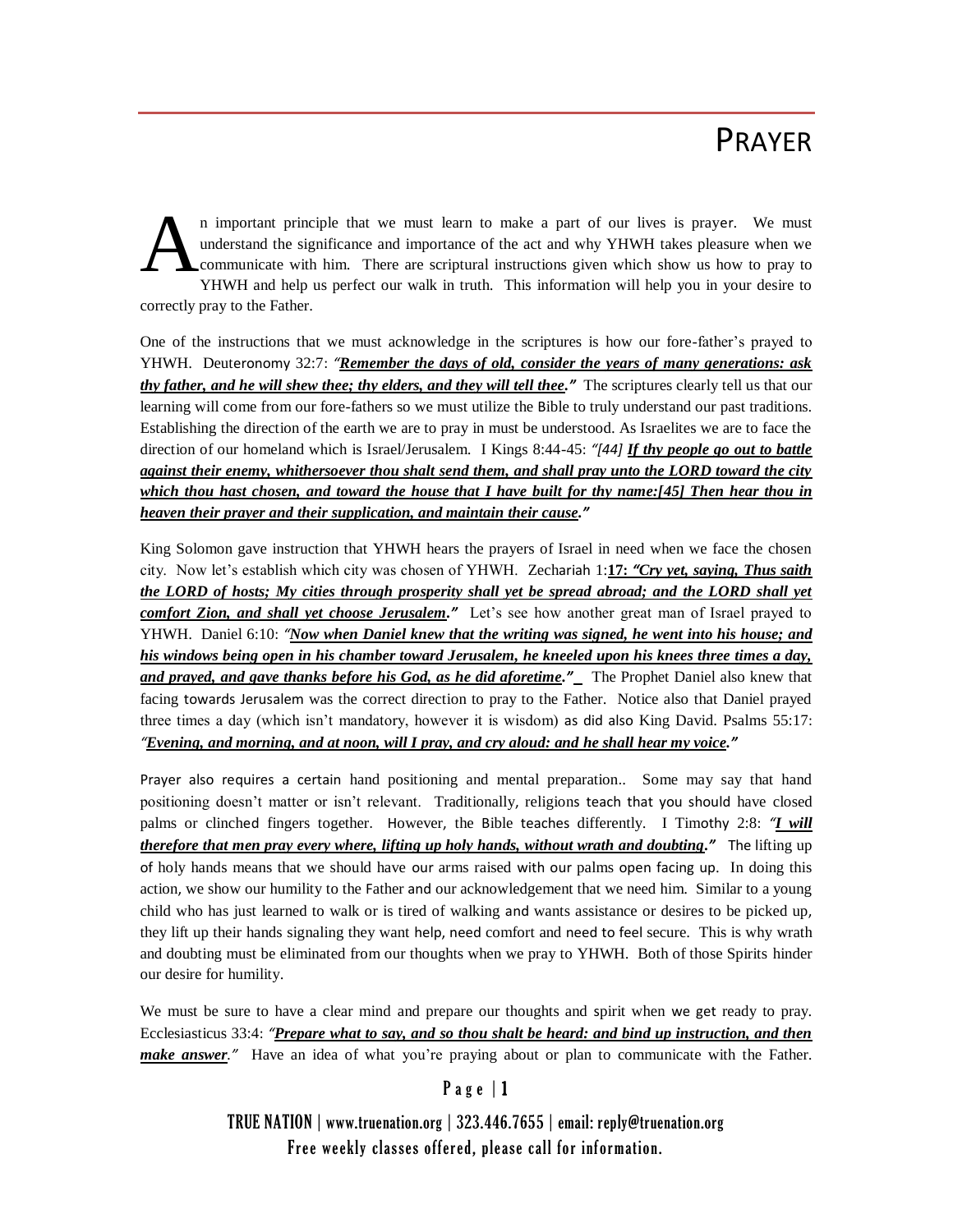―――

# PRAYER

An important principle that we must learn to make a part of our lives is prayer. We must understand the significance and importance of the act and why YHWH takes pleasure when we communicate with him. There are scriptural instructions given which show us how to pray to YHWH and help us perfect our walk in truth. This information will help you in your desire to correctly pray to the Father.

One of the instructions that we must acknowledge in the scriptures is how our fore-father's prayed to YHWH. Deuteronomy 32:7: *"**Remember the days of old, consider the years of many generations: ask thy father, and he will shew thee; thy elders, and they will tell thee.**"* The scriptures clearly tell us that our learning will come from our fore-fathers so we must utilize the Bible to truly understand our past traditions. Establishing the direction of the earth we are to pray in must be understood. As Israelites we are to face the direction of our homeland which is Israel/Jerusalem. I Kings 8:44-45: *"[44] **If thy people go out to battle against their enemy, whithersoever thou shalt send them, and shall pray unto the LORD toward the city which thou hast chosen, and toward the house that I have built for thy name:[45] Then hear thou in heaven their prayer and their supplication, and maintain their cause.**"*

King Solomon gave instruction that YHWH hears the prayers of Israel in need when we face the chosen city. Now let's establish which city was chosen of YHWH. Zechariah 1:**17: *"Cry yet, saying, Thus saith the LORD of hosts; My cities through prosperity shall yet be spread abroad; and the LORD shall yet comfort Zion, and shall yet choose Jerusalem.*"** Let's see how another great man of Israel prayed to YHWH. Daniel 6:10: *"**Now when Daniel knew that the writing was signed, he went into his house; and his windows being open in his chamber toward Jerusalem, he kneeled upon his knees three times a day, and prayed, and gave thanks before his God, as he did aforetime.**"* The Prophet Daniel also knew that facing towards Jerusalem was the correct direction to pray to the Father. Notice also that Daniel prayed three times a day (which isn't mandatory, however it is wisdom) as did also King David. Psalms 55:17: *"**Evening, and morning, and at noon, will I pray, and cry aloud: and he shall hear my voice.**"*

Prayer also requires a certain hand positioning and mental preparation.. Some may say that hand positioning doesn't matter or isn't relevant. Traditionally, religions teach that you should have closed palms or clinched fingers together. However, the Bible teaches differently. I Timothy 2:8: *"**I will therefore that men pray every where, lifting up holy hands, without wrath and doubting.**"* The lifting up of holy hands means that we should have our arms raised with our palms open facing up. In doing this action, we show our humility to the Father and our acknowledgement that we need him. Similar to a young child who has just learned to walk or is tired of walking and wants assistance or desires to be picked up, they lift up their hands signaling they want help, need comfort and need to feel secure. This is why wrath and doubting must be eliminated from our thoughts when we pray to YHWH. Both of those Spirits hinder our desire for humility.

We must be sure to have a clear mind and prepare our thoughts and spirit when we get ready to pray. Ecclesiasticus 33:4: *"**Prepare what to say, and so thou shalt be heard: and bind up instruction, and then make answer.**"* Have an idea of what you're praying about or plan to communicate with the Father.

TRUE NATION | www.truenation.org | 323.446.7655 | email: reply@truenation.org
Free weekly classes offered, please call for information.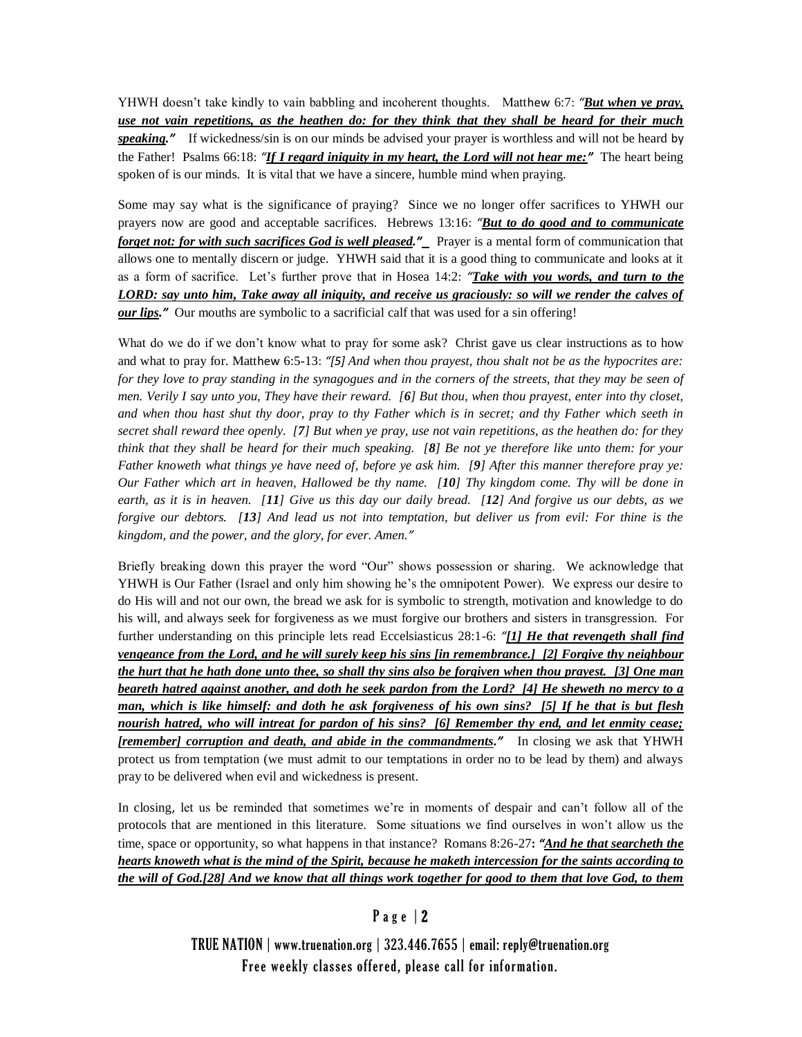YHWH doesn't take kindly to vain babbling and incoherent thoughts. Matthew 6:7: ***"But when ye pray, use not vain repetitions, as the heathen do: for they think that they shall be heard for their much speaking."*** If wickedness/sin is on our minds be advised your prayer is worthless and will not be heard by the Father! Psalms 66:18: ***"If I regard iniquity in my heart, the Lord will not hear me:"*** The heart being spoken of is our minds. It is vital that we have a sincere, humble mind when praying.

Some may say what is the significance of praying? Since we no longer offer sacrifices to YHWH our prayers now are good and acceptable sacrifices. Hebrews 13:16: ***"But to do good and to communicate forget not: for with such sacrifices God is well pleased."*** Prayer is a mental form of communication that allows one to mentally discern or judge. YHWH said that it is a good thing to communicate and looks at it as a form of sacrifice. Let's further prove that in Hosea 14:2: ***"Take with you words, and turn to the LORD: say unto him, Take away all iniquity, and receive us graciously: so will we render the calves of our lips."*** Our mouths are symbolic to a sacrificial calf that was used for a sin offering!

What do we do if we don't know what to pray for some ask? Christ gave us clear instructions as to how and what to pray for. Matthew 6:5-13: *"[5] And when thou prayest, thou shalt not be as the hypocrites are: for they love to pray standing in the synagogues and in the corners of the streets, that they may be seen of men. Verily I say unto you, They have their reward. [**6**] But thou, when thou prayest, enter into thy closet, and when thou hast shut thy door, pray to thy Father which is in secret; and thy Father which seeth in secret shall reward thee openly. [**7**] But when ye pray, use not vain repetitions, as the heathen do: for they think that they shall be heard for their much speaking. [**8**] Be not ye therefore like unto them: for your Father knoweth what things ye have need of, before ye ask him. [**9**] After this manner therefore pray ye: Our Father which art in heaven, Hallowed be thy name. [**10**] Thy kingdom come. Thy will be done in earth, as it is in heaven. [**11**] Give us this day our daily bread. [**12**] And forgive us our debts, as we forgive our debtors. [**13**] And lead us not into temptation, but deliver us from evil: For thine is the kingdom, and the power, and the glory, for ever. Amen."*

Briefly breaking down this prayer the word "Our" shows possession or sharing. We acknowledge that YHWH is Our Father (Israel and only him showing he's the omnipotent Power). We express our desire to do His will and not our own, the bread we ask for is symbolic to strength, motivation and knowledge to do his will, and always seek for forgiveness as we must forgive our brothers and sisters in transgression. For further understanding on this principle lets read Eccelsiasticus 28:1-6: ***"[1] He that revengeth shall find vengeance from the Lord, and he will surely keep his sins [in remembrance.] [2] Forgive thy neighbour the hurt that he hath done unto thee, so shall thy sins also be forgiven when thou prayest. [3] One man beareth hatred against another, and doth he seek pardon from the Lord? [4] He sheweth no mercy to a man, which is like himself: and doth he ask forgiveness of his own sins? [5] If he that is but flesh nourish hatred, who will intreat for pardon of his sins? [6] Remember thy end, and let enmity cease; [remember] corruption and death, and abide in the commandments."*** In closing we ask that YHWH protect us from temptation (we must admit to our temptations in order no to be lead by them) and always pray to be delivered when evil and wickedness is present.

In closing, let us be reminded that sometimes we're in moments of despair and can't follow all of the protocols that are mentioned in this literature. Some situations we find ourselves in won't allow us the time, space or opportunity, so what happens in that instance? Romans 8:26-27: ***"And he that searcheth the hearts knoweth what is the mind of the Spirit, because he maketh intercession for the saints according to the will of God.[28] And we know that all things work together for good to them that love God, to them***

TRUE NATION | www.truenation.org | 323.446.7655 | email: reply@truenation.org
Free weekly classes offered, please call for information.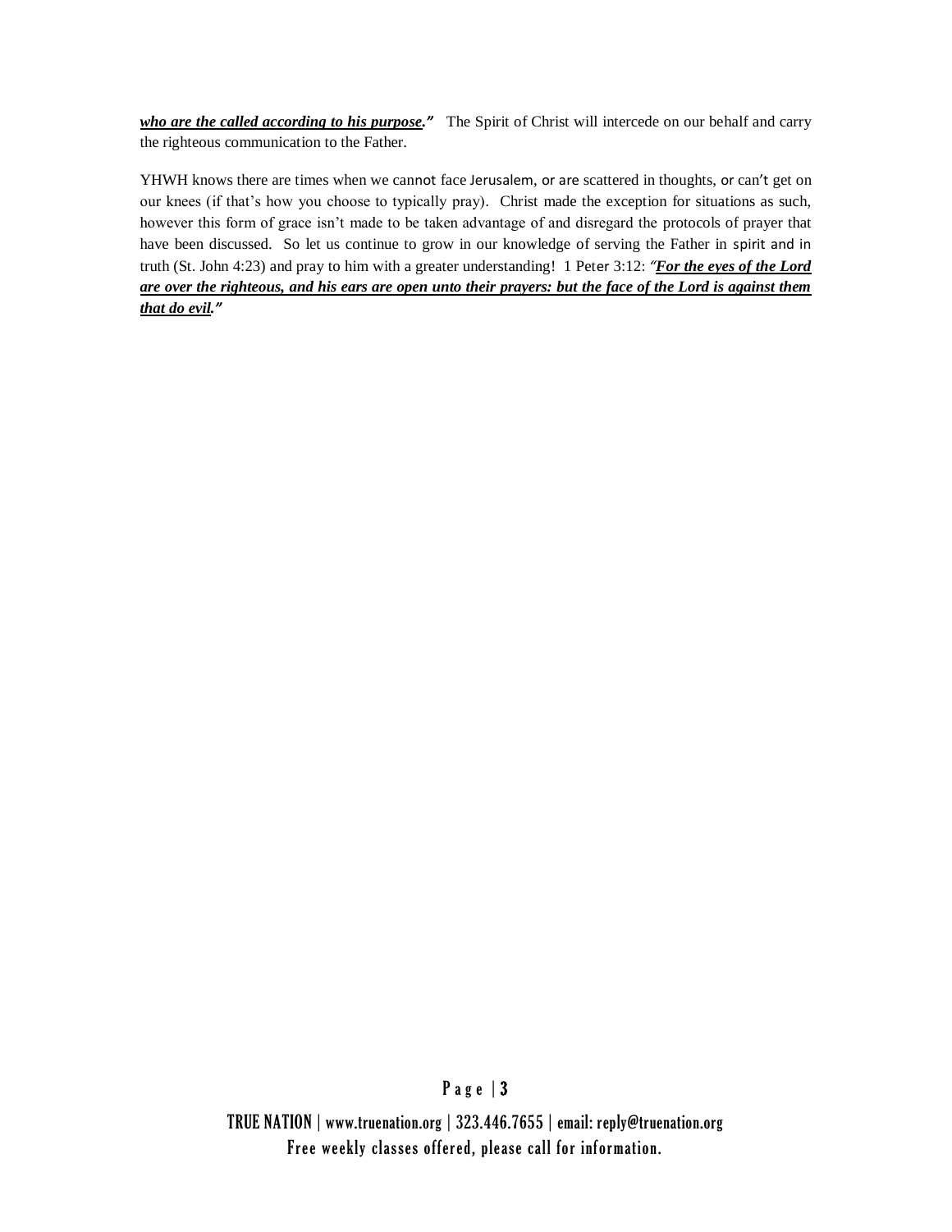***<u>who are the called according to his purpose</u>.”*** The Spirit of Christ will intercede on our behalf and carry the righteous communication to the Father.

YHWH knows there are times when we cannot face Jerusalem, or are scattered in thoughts, or can't get on our knees (if that's how you choose to typically pray). Christ made the exception for situations as such, however this form of grace isn't made to be taken advantage of and disregard the protocols of prayer that have been discussed. So let us continue to grow in our knowledge of serving the Father in spirit and in truth (St. John 4:23) and pray to him with a greater understanding! 1 Peter 3:12: *“**<u>For the eyes of the Lord are over the righteous, and his ears are open unto their prayers: but the face of the Lord is against them that do evil</u>.**”*

TRUE NATION | www.truenation.org | 323.446.7655 | email: reply@truenation.org
Free weekly classes offered, please call for information.